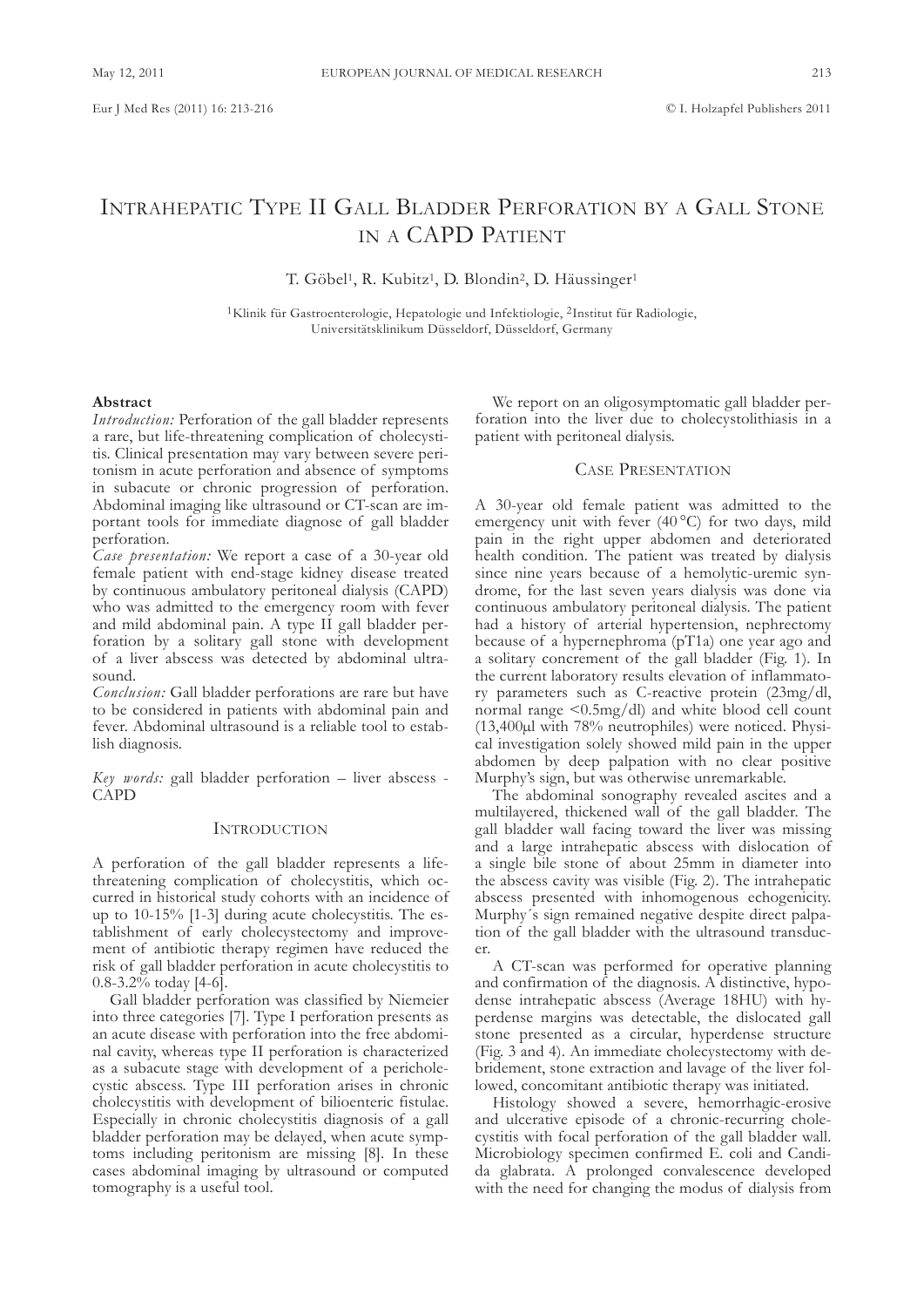#### Intrahepatic Type II Gall Bladder Perforation by a Gall Stone in a CAPD Patient

T. Göbel[1], R. Kubitz[1], D. Blondin[2], D. Häussinger[1]

[1]Klinik für Gastroenterologie, Hepatologie und Infektiologie, [2]Institut für Radiologie, Universitätsklinikum Düsseldorf, Düsseldorf, Germany

**Abstract**

*Introduction:* Perforation of the gall bladder represents a rare, but life-threatening complication of cholecystitis. Clinical presentation may vary between severe peritonism in acute perforation and absence of symptoms in subacute or chronic progression of perforation. Abdominal imaging like ultrasound or CT-scan are important tools for immediate diagnose of gall bladder perforation.

*Case presentation:* We report a case of a 30-year old female patient with end-stage kidney disease treated by continuous ambulatory peritoneal dialysis (CAPD) who was admitted to the emergency room with fever and mild abdominal pain. A type II gall bladder perforation by a solitary gall stone with development of a liver abscess was detected by abdominal ultrasound.

*Conclusion:* Gall bladder perforations are rare but have to be considered in patients with abdominal pain and fever. Abdominal ultrasound is a reliable tool to establish diagnosis.

*Key words:* gall bladder perforation – liver abscess - CAPD

## Introduction

A perforation of the gall bladder represents a life-threatening complication of cholecystitis, which occurred in historical study cohorts with an incidence of up to 10-15% [1-3] during acute cholecystitis. The establishment of early cholecystectomy and improvement of antibiotic therapy regimen have reduced the risk of gall bladder perforation in acute cholecystitis to 0.8-3.2% today [4-6].

Gall bladder perforation was classified by Niemeier into three categories [7]. Type I perforation presents as an acute disease with perforation into the free abdominal cavity, whereas type II perforation is characterized as a subacute stage with development of a pericholecystic abscess. Type III perforation arises in chronic cholecystitis with development of bilioenteric fistulae. Especially in chronic cholecystitis diagnosis of a gall bladder perforation may be delayed, when acute symptoms including peritonism are missing [8]. In these cases abdominal imaging by ultrasound or computed tomography is a useful tool.

We report on an oligosymptomatic gall bladder perforation into the liver due to cholecystolithiasis in a patient with peritoneal dialysis.

## Case Presentation

A 30-year old female patient was admitted to the emergency unit with fever (40 °C) for two days, mild pain in the right upper abdomen and deteriorated health condition. The patient was treated by dialysis since nine years because of a hemolytic-uremic syndrome, for the last seven years dialysis was done via continuous ambulatory peritoneal dialysis. The patient had a history of arterial hypertension, nephrectomy because of a hypernephroma (pT1a) one year ago and a solitary concrement of the gall bladder (Fig. 1). In the current laboratory results elevation of inflammatory parameters such as C-reactive protein (23mg/dl, normal range <0.5mg/dl) and white blood cell count (13,400µl with 78% neutrophiles) were noticed. Physical investigation solely showed mild pain in the upper abdomen by deep palpation with no clear positive Murphy's sign, but was otherwise unremarkable.

The abdominal sonography revealed ascites and a multilayered, thickened wall of the gall bladder. The gall bladder wall facing toward the liver was missing and a large intrahepatic abscess with dislocation of a single bile stone of about 25mm in diameter into the abscess cavity was visible (Fig. 2). The intrahepatic abscess presented with inhomogenous echogenicity. Murphy´s sign remained negative despite direct palpation of the gall bladder with the ultrasound transducer.

A CT-scan was performed for operative planning and confirmation of the diagnosis. A distinctive, hypodense intrahepatic abscess (Average 18HU) with hyperdense margins was detectable, the dislocated gall stone presented as a circular, hyperdense structure (Fig. 3 and 4). An immediate cholecystectomy with debridement, stone extraction and lavage of the liver followed, concomitant antibiotic therapy was initiated.

Histology showed a severe, hemorrhagic-erosive and ulcerative episode of a chronic-recurring cholecystitis with focal perforation of the gall bladder wall. Microbiology specimen confirmed E. coli and Candida glabrata. A prolonged convalescence developed with the need for changing the modus of dialysis from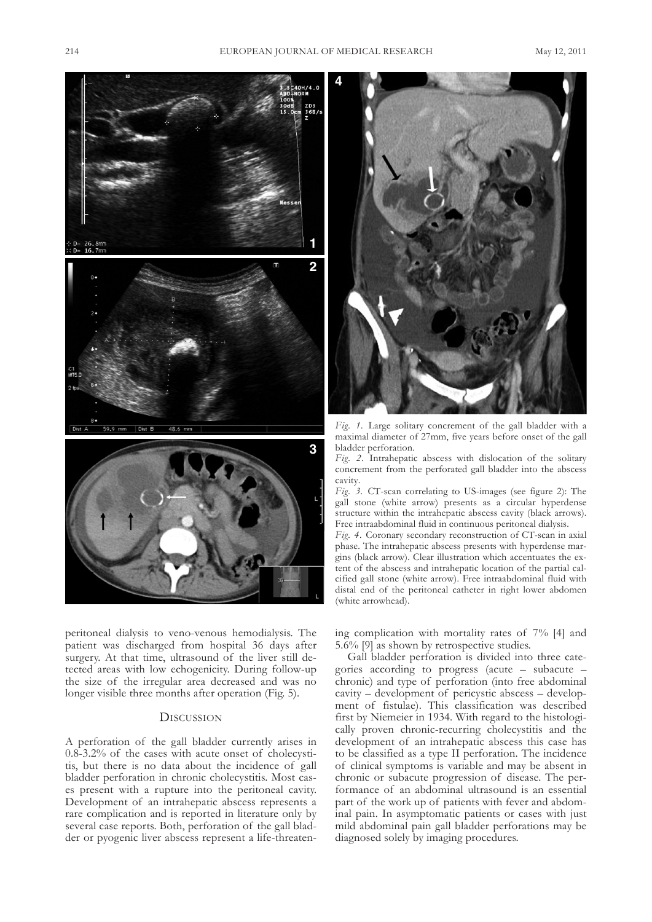*Fig. 1.* Large solitary concrement of the gall bladder with a maximal diameter of 27mm, five years before onset of the gall bladder perforation.

*Fig. 2.* Intrahepatic abscess with dislocation of the solitary concrement from the perforated gall bladder into the abscess cavity.

*Fig. 3.* CT-scan correlating to US-images (see figure 2): The gall stone (white arrow) presents as a circular hyperdense structure within the intrahepatic abscess cavity (black arrows). Free intraabdominal fluid in continuous peritoneal dialysis.

*Fig. 4.* Coronary secondary reconstruction of CT-scan in axial phase. The intrahepatic abscess presents with hyperdense margins (black arrow). Clear illustration which accentuates the extent of the abscess and intrahepatic location of the partial calcified gall stone (white arrow). Free intraabdominal fluid with distal end of the peritoneal catheter in right lower abdomen (white arrowhead).

peritoneal dialysis to veno-venous hemodialysis. The patient was discharged from hospital 36 days after surgery. At that time, ultrasound of the liver still detected areas with low echogenicity. During follow-up the size of the irregular area decreased and was no longer visible three months after operation (Fig. 5).

## Discussion

A perforation of the gall bladder currently arises in 0.8-3.2% of the cases with acute onset of cholecystitis, but there is no data about the incidence of gall bladder perforation in chronic cholecystitis. Most cases present with a rupture into the peritoneal cavity. Development of an intrahepatic abscess represents a rare complication and is reported in literature only by several case reports. Both, perforation of the gall bladder or pyogenic liver abscess represent a life-threatening complication with mortality rates of 7% [4] and 5.6% [9] as shown by retrospective studies.

Gall bladder perforation is divided into three categories according to progress (acute – subacute – chronic) and type of perforation (into free abdominal cavity – development of pericystic abscess – development of fistulae). This classification was described first by Niemeier in 1934. With regard to the histologically proven chronic-recurring cholecystitis and the development of an intrahepatic abscess this case has to be classified as a type II perforation. The incidence of clinical symptoms is variable and may be absent in chronic or subacute progression of disease. The performance of an abdominal ultrasound is an essential part of the work up of patients with fever and abdominal pain. In asymptomatic patients or cases with just mild abdominal pain gall bladder perforations may be diagnosed solely by imaging procedures.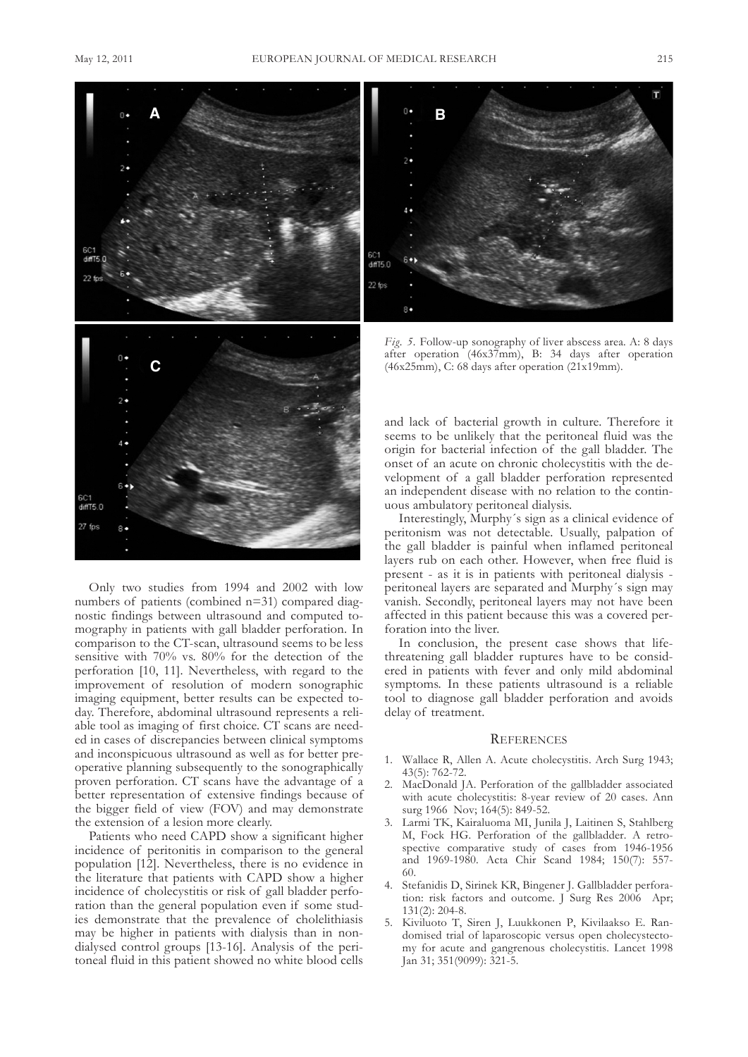*Fig. 5.* Follow-up sonography of liver abscess area. A: 8 days after operation (46x37mm), B: 34 days after operation (46x25mm), C: 68 days after operation (21x19mm).

Only two studies from 1994 and 2002 with low numbers of patients (combined n=31) compared diagnostic findings between ultrasound and computed tomography in patients with gall bladder perforation. In comparison to the CT-scan, ultrasound seems to be less sensitive with 70% vs. 80% for the detection of the perforation [10, 11]. Nevertheless, with regard to the improvement of resolution of modern sonographic imaging equipment, better results can be expected today. Therefore, abdominal ultrasound represents a reliable tool as imaging of first choice. CT scans are needed in cases of discrepancies between clinical symptoms and inconspicuous ultrasound as well as for better preoperative planning subsequently to the sonographically proven perforation. CT scans have the advantage of a better representation of extensive findings because of the bigger field of view (FOV) and may demonstrate the extension of a lesion more clearly.

Patients who need CAPD show a significant higher incidence of peritonitis in comparison to the general population [12]. Nevertheless, there is no evidence in the literature that patients with CAPD show a higher incidence of cholecystitis or risk of gall bladder perforation than the general population even if some studies demonstrate that the prevalence of cholelithiasis may be higher in patients with dialysis than in non-dialysed control groups [13-16]. Analysis of the peritoneal fluid in this patient showed no white blood cells and lack of bacterial growth in culture. Therefore it seems to be unlikely that the peritoneal fluid was the origin for bacterial infection of the gall bladder. The onset of an acute on chronic cholecystitis with the development of a gall bladder perforation represented an independent disease with no relation to the continuous ambulatory peritoneal dialysis.

Interestingly, Murphy´s sign as a clinical evidence of peritonism was not detectable. Usually, palpation of the gall bladder is painful when inflamed peritoneal layers rub on each other. However, when free fluid is present - as it is in patients with peritoneal dialysis - peritoneal layers are separated and Murphy´s sign may vanish. Secondly, peritoneal layers may not have been affected in this patient because this was a covered perforation into the liver.

In conclusion, the present case shows that life-threatening gall bladder ruptures have to be considered in patients with fever and only mild abdominal symptoms. In these patients ultrasound is a reliable tool to diagnose gall bladder perforation and avoids delay of treatment.

## References

1. Wallace R, Allen A. Acute cholecystitis. Arch Surg 1943; 43(5): 762-72.
2. MacDonald JA. Perforation of the gallbladder associated with acute cholecystitis: 8-year review of 20 cases. Ann surg 1966 Nov; 164(5): 849-52.
3. Larmi TK, Kairaluoma MI, Junila J, Laitinen S, Stahlberg M, Fock HG. Perforation of the gallbladder. A retrospective comparative study of cases from 1946-1956 and 1969-1980. Acta Chir Scand 1984; 150(7): 557-60.
4. Stefanidis D, Sirinek KR, Bingener J. Gallbladder perforation: risk factors and outcome. J Surg Res 2006 Apr; 131(2): 204-8.
5. Kiviluoto T, Siren J, Luukkonen P, Kivilaakso E. Randomised trial of laparoscopic versus open cholecystectomy for acute and gangrenous cholecystitis. Lancet 1998 Jan 31; 351(9099): 321-5.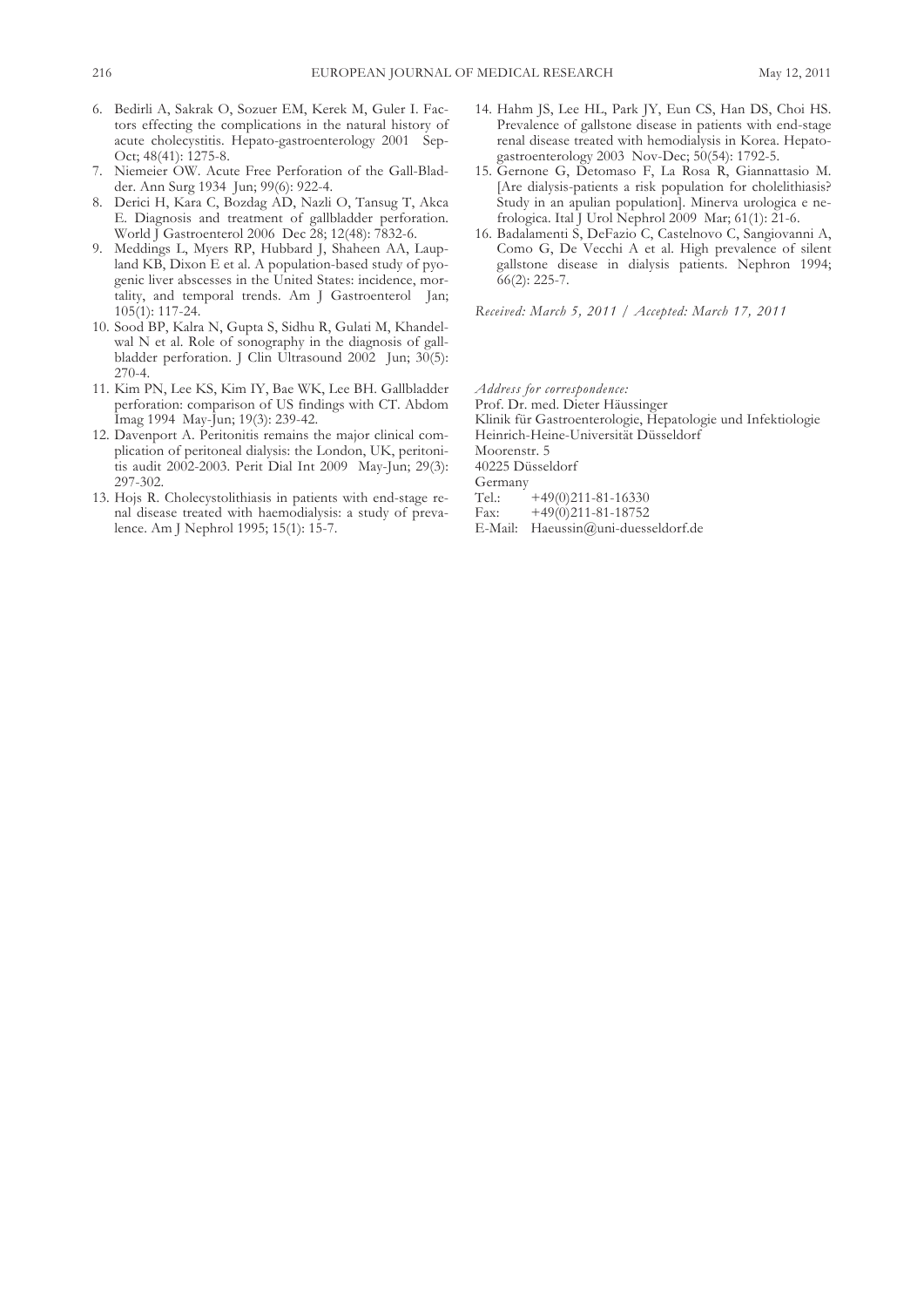6. Bedirli A, Sakrak O, Sozuer EM, Kerek M, Guler I. Factors effecting the complications in the natural history of acute cholecystitis. Hepato-gastroenterology 2001 Sep-Oct; 48(41): 1275-8.
7. Niemeier OW. Acute Free Perforation of the Gall-Bladder. Ann Surg 1934 Jun; 99(6): 922-4.
8. Derici H, Kara C, Bozdag AD, Nazli O, Tansug T, Akca E. Diagnosis and treatment of gallbladder perforation. World J Gastroenterol 2006 Dec 28; 12(48): 7832-6.
9. Meddings L, Myers RP, Hubbard J, Shaheen AA, Laupland KB, Dixon E et al. A population-based study of pyogenic liver abscesses in the United States: incidence, mortality, and temporal trends. Am J Gastroenterol Jan; 105(1): 117-24.
10. Sood BP, Kalra N, Gupta S, Sidhu R, Gulati M, Khandelwal N et al. Role of sonography in the diagnosis of gallbladder perforation. J Clin Ultrasound 2002 Jun; 30(5): 270-4.
11. Kim PN, Lee KS, Kim IY, Bae WK, Lee BH. Gallbladder perforation: comparison of US findings with CT. Abdom Imag 1994 May-Jun; 19(3): 239-42.
12. Davenport A. Peritonitis remains the major clinical complication of peritoneal dialysis: the London, UK, peritonitis audit 2002-2003. Perit Dial Int 2009 May-Jun; 29(3): 297-302.
13. Hojs R. Cholecystolithiasis in patients with end-stage renal disease treated with haemodialysis: a study of prevalence. Am J Nephrol 1995; 15(1): 15-7.
14. Hahm JS, Lee HL, Park JY, Eun CS, Han DS, Choi HS. Prevalence of gallstone disease in patients with end-stage renal disease treated with hemodialysis in Korea. Hepato-gastroenterology 2003 Nov-Dec; 50(54): 1792-5.
15. Gernone G, Detomaso F, La Rosa R, Giannattasio M. [Are dialysis-patients a risk population for cholelithiasis? Study in an apulian population]. Minerva urologica e nefrologica. Ital J Urol Nephrol 2009 Mar; 61(1): 21-6.
16. Badalamenti S, DeFazio C, Castelnovo C, Sangiovanni A, Como G, De Vecchi A et al. High prevalence of silent gallstone disease in dialysis patients. Nephron 1994; 66(2): 225-7.

*Received: March 5, 2011 / Accepted: March 17, 2011*

*Address for correspondence:*
Prof. Dr. med. Dieter Häussinger
Klinik für Gastroenterologie, Hepatologie und Infektiologie
Heinrich-Heine-Universität Düsseldorf
Moorenstr. 5
40225 Düsseldorf
Germany
Tel.: +49(0)211-81-16330
Fax: +49(0)211-81-18752
E-Mail: Haeussin@uni-duesseldorf.de